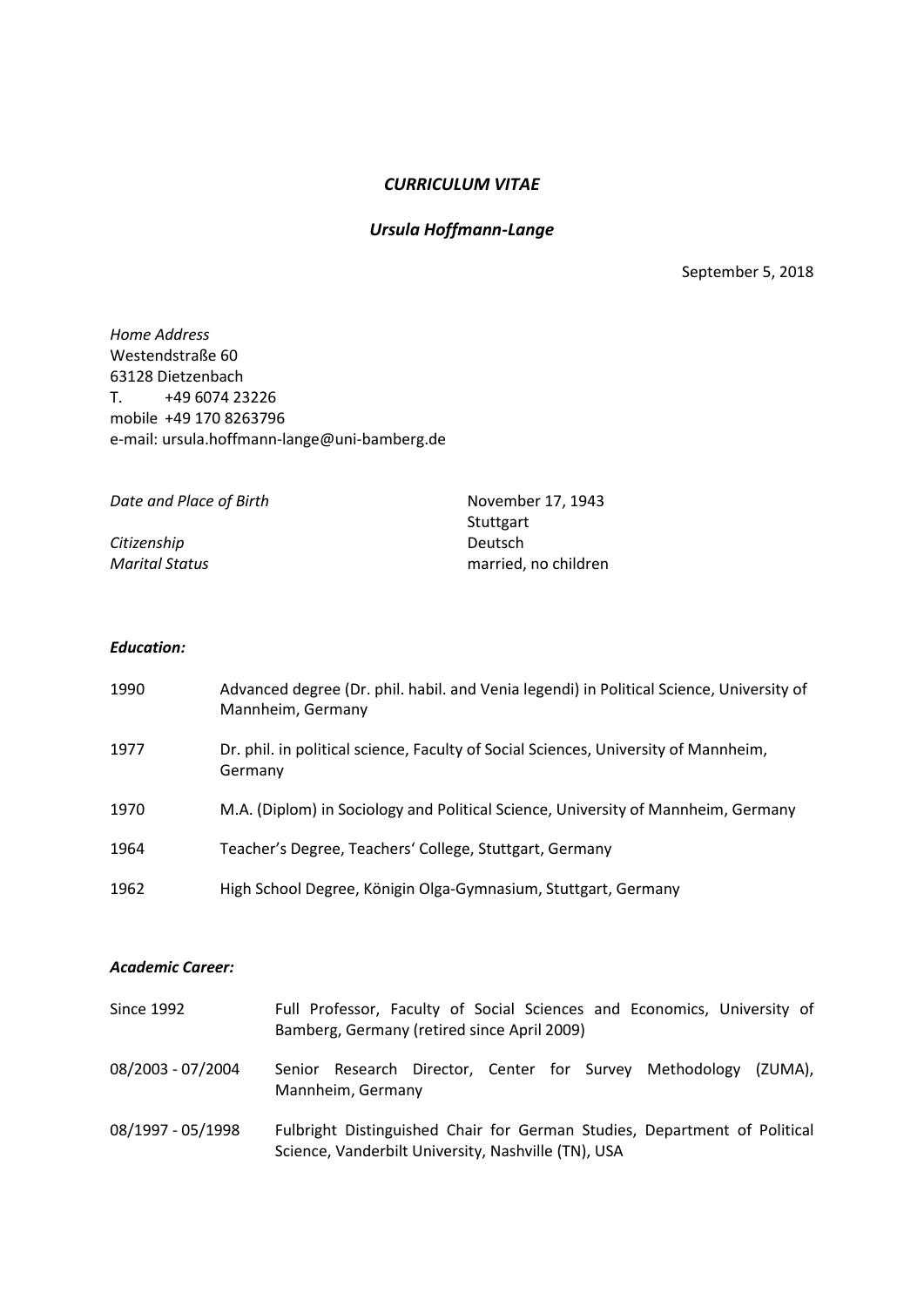# *CURRICULUM VITAE*

## *Ursula Hoffmann-Lange*

September 5, 2018

*Home Address*
Westendstraße 60
63128 Dietzenbach
T. +49 6074 23226
mobile +49 170 8263796
e-mail: ursula.hoffmann-lange@uni-bamberg.de

| | |
|---|---|
| *Date and Place of Birth* | November 17, 1943<br>Stuttgart |
| *Citizenship* | Deutsch |
| *Marital Status* | married, no children |

### *Education:*

| | |
|---|---|
| 1990 | Advanced degree (Dr. phil. habil. and Venia legendi) in Political Science, University of Mannheim, Germany |
| 1977 | Dr. phil. in political science, Faculty of Social Sciences, University of Mannheim, Germany |
| 1970 | M.A. (Diplom) in Sociology and Political Science, University of Mannheim, Germany |
| 1964 | Teacher's Degree, Teachers' College, Stuttgart, Germany |
| 1962 | High School Degree, Königin Olga-Gymnasium, Stuttgart, Germany |

### *Academic Career:*

| | |
|---|---|
| Since 1992 | Full Professor, Faculty of Social Sciences and Economics, University of Bamberg, Germany (retired since April 2009) |
| 08/2003 - 07/2004 | Senior Research Director, Center for Survey Methodology (ZUMA), Mannheim, Germany |
| 08/1997 - 05/1998 | Fulbright Distinguished Chair for German Studies, Department of Political Science, Vanderbilt University, Nashville (TN), USA |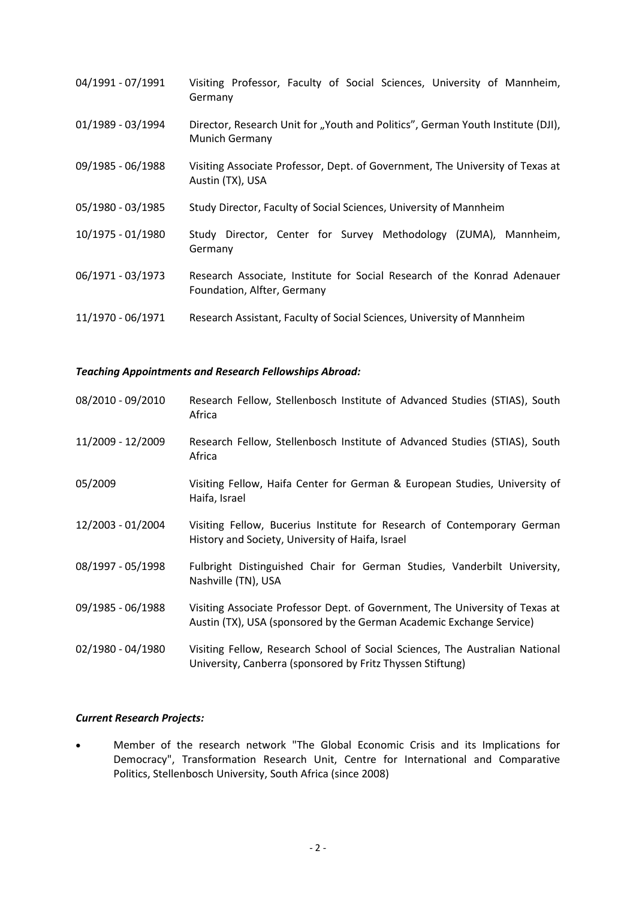04/1991 - 07/1991 Visiting Professor, Faculty of Social Sciences, University of Mannheim, Germany

01/1989 - 03/1994 Director, Research Unit for „Youth and Politics", German Youth Institute (DJI), Munich Germany

09/1985 - 06/1988 Visiting Associate Professor, Dept. of Government, The University of Texas at Austin (TX), USA

05/1980 - 03/1985 Study Director, Faculty of Social Sciences, University of Mannheim

10/1975 - 01/1980 Study Director, Center for Survey Methodology (ZUMA), Mannheim, Germany

06/1971 - 03/1973 Research Associate, Institute for Social Research of the Konrad Adenauer Foundation, Alfter, Germany

11/1970 - 06/1971 Research Assistant, Faculty of Social Sciences, University of Mannheim

***Teaching Appointments and Research Fellowships Abroad:***

08/2010 - 09/2010 Research Fellow, Stellenbosch Institute of Advanced Studies (STIAS), South Africa

11/2009 - 12/2009 Research Fellow, Stellenbosch Institute of Advanced Studies (STIAS), South Africa

05/2009 Visiting Fellow, Haifa Center for German & European Studies, University of Haifa, Israel

12/2003 - 01/2004 Visiting Fellow, Bucerius Institute for Research of Contemporary German History and Society, University of Haifa, Israel

08/1997 - 05/1998 Fulbright Distinguished Chair for German Studies, Vanderbilt University, Nashville (TN), USA

09/1985 - 06/1988 Visiting Associate Professor Dept. of Government, The University of Texas at Austin (TX), USA (sponsored by the German Academic Exchange Service)

02/1980 - 04/1980 Visiting Fellow, Research School of Social Sciences, The Australian National University, Canberra (sponsored by Fritz Thyssen Stiftung)

***Current Research Projects:***

- Member of the research network "The Global Economic Crisis and its Implications for Democracy", Transformation Research Unit, Centre for International and Comparative Politics, Stellenbosch University, South Africa (since 2008)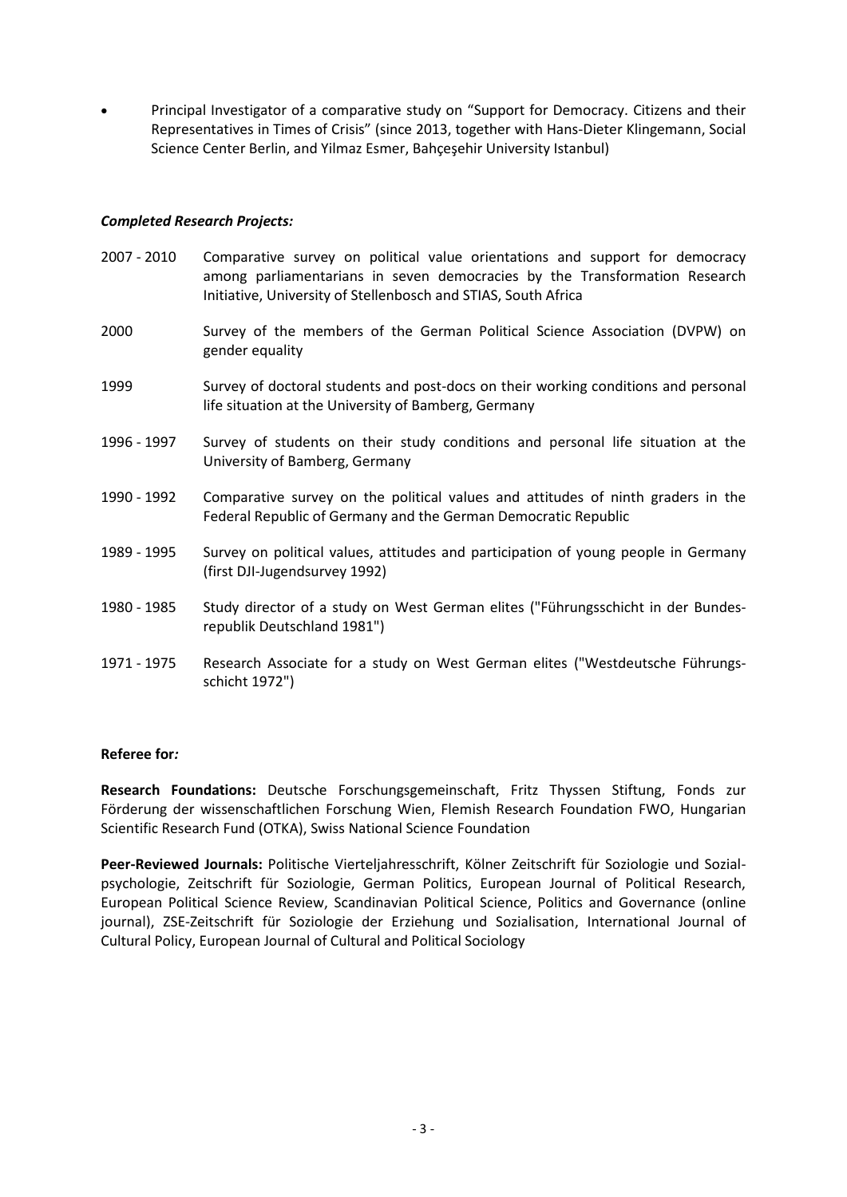- Principal Investigator of a comparative study on "Support for Democracy. Citizens and their Representatives in Times of Crisis" (since 2013, together with Hans-Dieter Klingemann, Social Science Center Berlin, and Yilmaz Esmer, Bahçeşehir University Istanbul)

***Completed Research Projects:***

2007 - 2010 Comparative survey on political value orientations and support for democracy among parliamentarians in seven democracies by the Transformation Research Initiative, University of Stellenbosch and STIAS, South Africa

2000 Survey of the members of the German Political Science Association (DVPW) on gender equality

1999 Survey of doctoral students and post-docs on their working conditions and personal life situation at the University of Bamberg, Germany

1996 - 1997 Survey of students on their study conditions and personal life situation at the University of Bamberg, Germany

1990 - 1992 Comparative survey on the political values and attitudes of ninth graders in the Federal Republic of Germany and the German Democratic Republic

1989 - 1995 Survey on political values, attitudes and participation of young people in Germany (first DJI-Jugendsurvey 1992)

1980 - 1985 Study director of a study on West German elites ("Führungsschicht in der Bundesrepublik Deutschland 1981")

1971 - 1975 Research Associate for a study on West German elites ("Westdeutsche Führungsschicht 1972")

**Referee for*:***

**Research Foundations:** Deutsche Forschungsgemeinschaft, Fritz Thyssen Stiftung, Fonds zur Förderung der wissenschaftlichen Forschung Wien, Flemish Research Foundation FWO, Hungarian Scientific Research Fund (OTKA), Swiss National Science Foundation

**Peer-Reviewed Journals:** Politische Vierteljahresschrift, Kölner Zeitschrift für Soziologie und Sozialpsychologie, Zeitschrift für Soziologie, German Politics, European Journal of Political Research, European Political Science Review, Scandinavian Political Science, Politics and Governance (online journal), ZSE-Zeitschrift für Soziologie der Erziehung und Sozialisation, International Journal of Cultural Policy, European Journal of Cultural and Political Sociology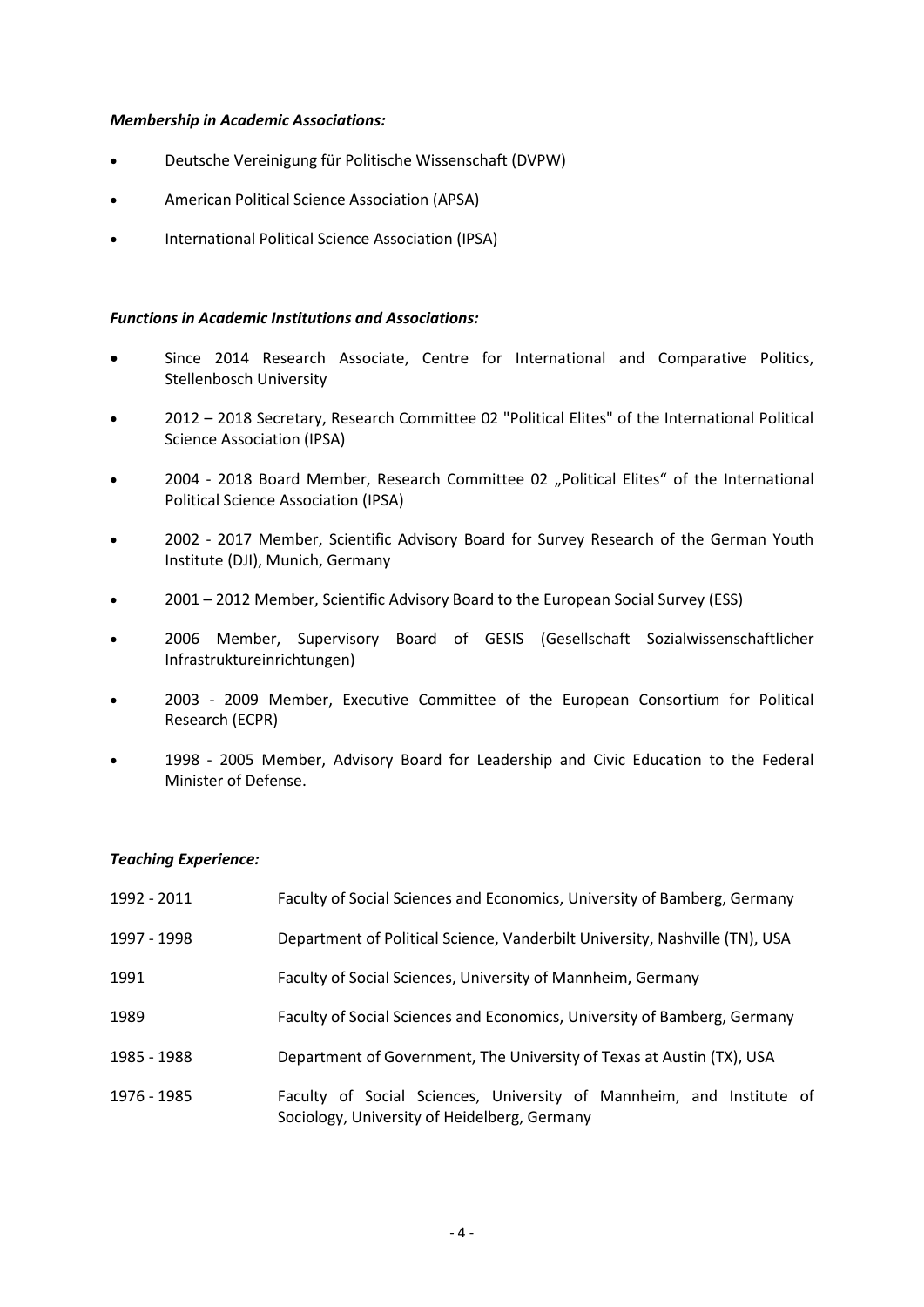***Membership in Academic Associations:***

- Deutsche Vereinigung für Politische Wissenschaft (DVPW)
- American Political Science Association (APSA)
- International Political Science Association (IPSA)

***Functions in Academic Institutions and Associations:***

- Since 2014 Research Associate, Centre for International and Comparative Politics, Stellenbosch University
- 2012 – 2018 Secretary, Research Committee 02 "Political Elites" of the International Political Science Association (IPSA)
- 2004 - 2018 Board Member, Research Committee 02 „Political Elites" of the International Political Science Association (IPSA)
- 2002 - 2017 Member, Scientific Advisory Board for Survey Research of the German Youth Institute (DJI), Munich, Germany
- 2001 – 2012 Member, Scientific Advisory Board to the European Social Survey (ESS)
- 2006 Member, Supervisory Board of GESIS (Gesellschaft Sozialwissenschaftlicher Infrastruktureinrichtungen)
- 2003 - 2009 Member, Executive Committee of the European Consortium for Political Research (ECPR)
- 1998 - 2005 Member, Advisory Board for Leadership and Civic Education to the Federal Minister of Defense.

***Teaching Experience:***

| | |
|---|---|
| 1992 - 2011 | Faculty of Social Sciences and Economics, University of Bamberg, Germany |
| 1997 - 1998 | Department of Political Science, Vanderbilt University, Nashville (TN), USA |
| 1991 | Faculty of Social Sciences, University of Mannheim, Germany |
| 1989 | Faculty of Social Sciences and Economics, University of Bamberg, Germany |
| 1985 - 1988 | Department of Government, The University of Texas at Austin (TX), USA |
| 1976 - 1985 | Faculty of Social Sciences, University of Mannheim, and Institute of Sociology, University of Heidelberg, Germany |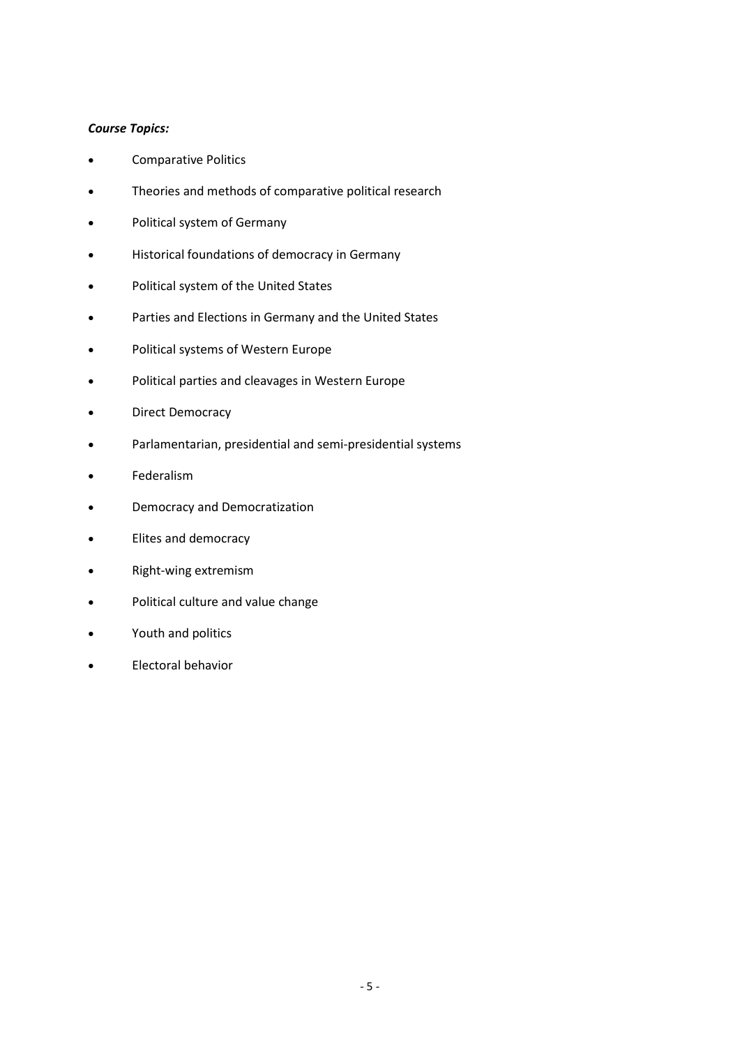***Course Topics:***

- Comparative Politics
- Theories and methods of comparative political research
- Political system of Germany
- Historical foundations of democracy in Germany
- Political system of the United States
- Parties and Elections in Germany and the United States
- Political systems of Western Europe
- Political parties and cleavages in Western Europe
- Direct Democracy
- Parlamentarian, presidential and semi-presidential systems
- Federalism
- Democracy and Democratization
- Elites and democracy
- Right-wing extremism
- Political culture and value change
- Youth and politics
- Electoral behavior